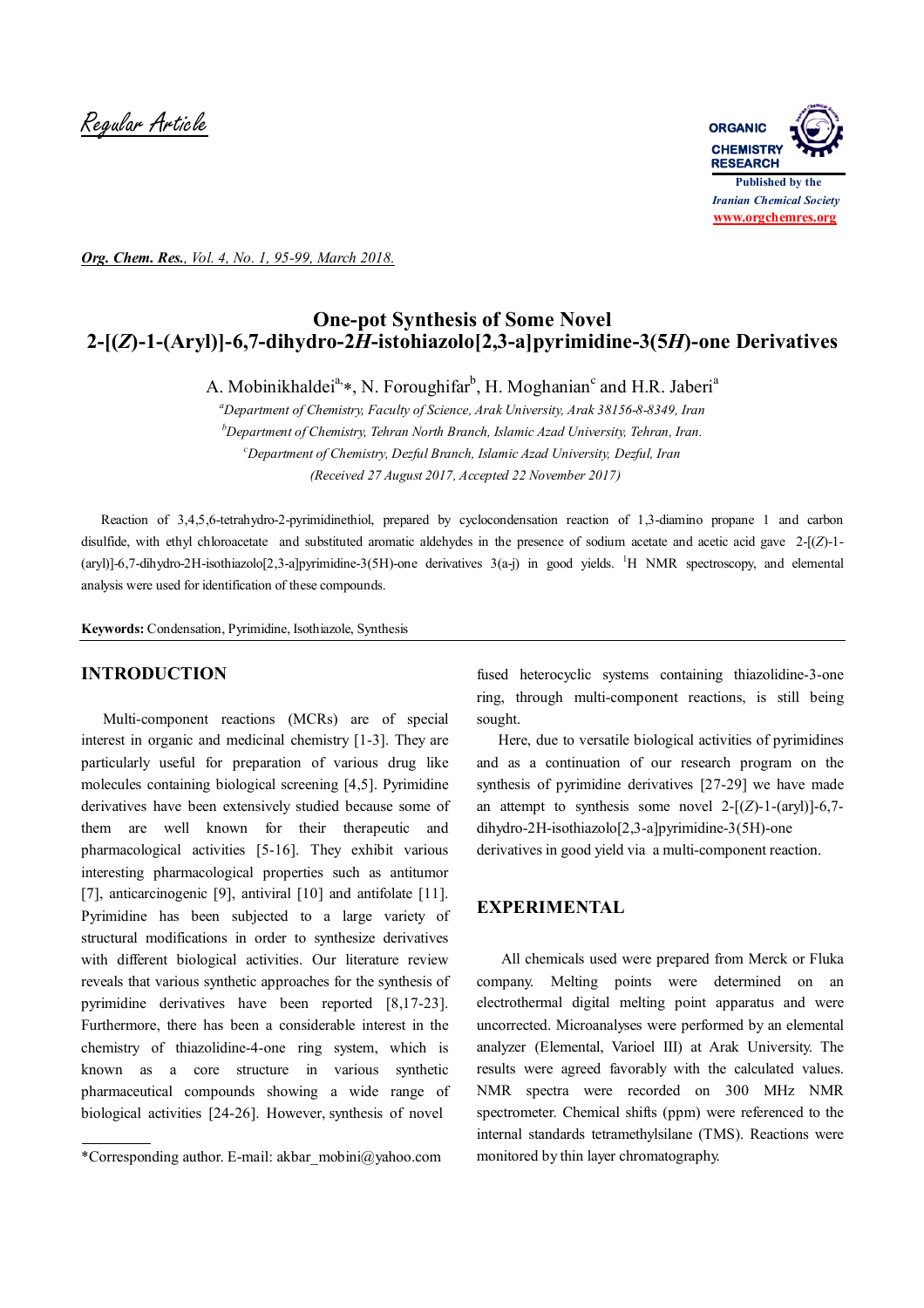Regular Article

# One-pot Synthesis of Some Novel 2-[(*Z*)-1-(Aryl)]-6,7-dihydro-2*H*-istohiazolo[2,3-a]pyrimidine-3(5*H*)-one Derivatives

A. Mobinikhaldei[a,*], N. Foroughifar[b], H. Moghanian[c] and H.R. Jaberi[a]

[a]*Department of Chemistry, Faculty of Science, Arak University, Arak 38156-8-8349, Iran*

[b]*Department of Chemistry, Tehran North Branch, Islamic Azad University, Tehran, Iran.*

[c]*Department of Chemistry, Dezful Branch, Islamic Azad University, Dezful, Iran*

*(Received 27 August 2017, Accepted 22 November 2017)*

Reaction of 3,4,5,6-tetrahydro-2-pyrimidinethiol, prepared by cyclocondensation reaction of 1,3-diamino propane 1 and carbon disulfide, with ethyl chloroacetate and substituted aromatic aldehydes in the presence of sodium acetate and acetic acid gave 2-[(*Z*)-1-(aryl)]-6,7-dihydro-2H-isothiazolo[2,3-a]pyrimidine-3(5H)-one derivatives 3(a-j) in good yields. [1]H NMR spectroscopy, and elemental analysis were used for identification of these compounds.

**Keywords:** Condensation, Pyrimidine, Isothiazole, Synthesis

## INTRODUCTION

Multi-component reactions (MCRs) are of special interest in organic and medicinal chemistry [1-3]. They are particularly useful for preparation of various drug like molecules containing biological screening [4,5]. Pyrimidine derivatives have been extensively studied because some of them are well known for their therapeutic and pharmacological activities [5-16]. They exhibit various interesting pharmacological properties such as antitumor [7], anticarcinogenic [9], antiviral [10] and antifolate [11]. Pyrimidine has been subjected to a large variety of structural modifications in order to synthesize derivatives with different biological activities. Our literature review reveals that various synthetic approaches for the synthesis of pyrimidine derivatives have been reported [8,17-23]. Furthermore, there has been a considerable interest in the chemistry of thiazolidine-4-one ring system, which is known as a core structure in various synthetic pharmaceutical compounds showing a wide range of biological activities [24-26]. However, synthesis of novel fused heterocyclic systems containing thiazolidine-3-one ring, through multi-component reactions, is still being sought.

Here, due to versatile biological activities of pyrimidines and as a continuation of our research program on the synthesis of pyrimidine derivatives [27-29] we have made an attempt to synthesis some novel 2-[(*Z*)-1-(aryl)]-6,7-dihydro-2H-isothiazolo[2,3-a]pyrimidine-3(5H)-one derivatives in good yield via a multi-component reaction.

## EXPERIMENTAL

All chemicals used were prepared from Merck or Fluka company. Melting points were determined on an electrothermal digital melting point apparatus and were uncorrected. Microanalyses were performed by an elemental analyzer (Elemental, Varioel III) at Arak University. The results were agreed favorably with the calculated values. NMR spectra were recorded on 300 MHz NMR spectrometer. Chemical shifts (ppm) were referenced to the internal standards tetramethylsilane (TMS). Reactions were monitored by thin layer chromatography.

*Corresponding author. E-mail: akbar_mobini@yahoo.com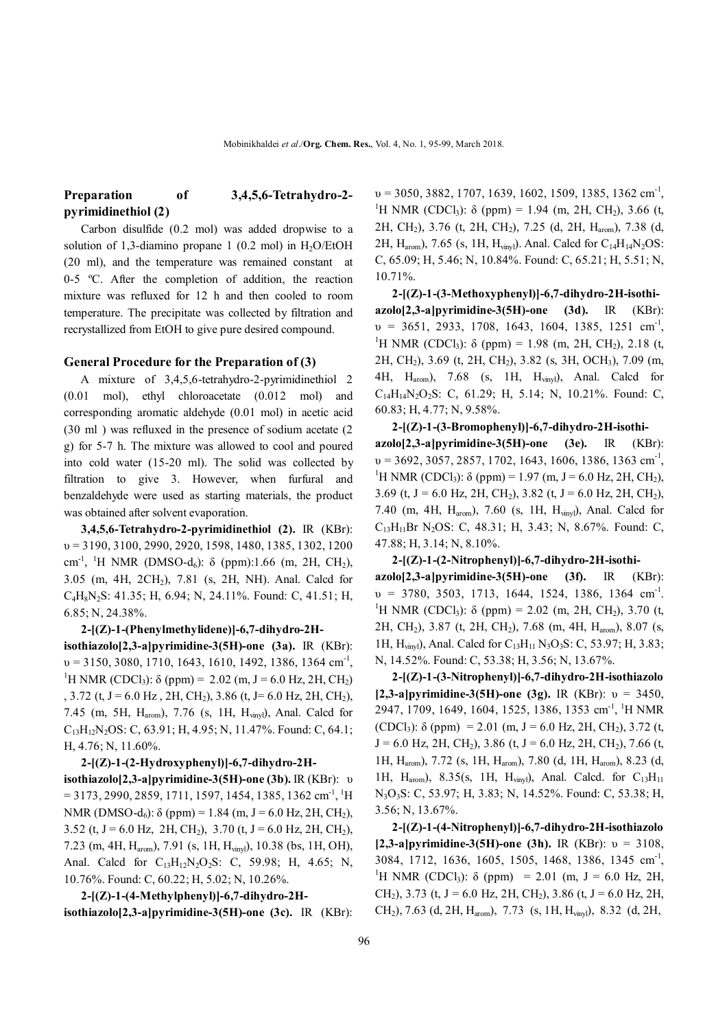### Preparation of 3,4,5,6-Tetrahydro-2-pyrimidinethiol (2)

Carbon disulfide (0.2 mol) was added dropwise to a solution of 1,3-diamino propane 1 (0.2 mol) in $H_2O$/EtOH (20 ml), and the temperature was remained constant at 0-5 ºC. After the completion of addition, the reaction mixture was refluxed for 12 h and then cooled to room temperature. The precipitate was collected by filtration and recrystallized from EtOH to give pure desired compound.

### General Procedure for the Preparation of (3)

A mixture of 3,4,5,6-tetrahydro-2-pyrimidinethiol 2 (0.01 mol), ethyl chloroacetate (0.012 mol) and corresponding aromatic aldehyde (0.01 mol) in acetic acid (30 ml ) was refluxed in the presence of sodium acetate (2 g) for 5-7 h. The mixture was allowed to cool and poured into cold water (15-20 ml). The solid was collected by filtration to give 3. However, when furfural and benzaldehyde were used as starting materials, the product was obtained after solvent evaporation.

**3,4,5,6-Tetrahydro-2-pyrimidinethiol (2).** IR (KBr): υ = 3190, 3100, 2990, 2920, 1598, 1480, 1385, 1302, 1200 $cm^{-1}$, $^1H$ NMR (DMSO-$d_6$): δ (ppm):1.66 (m, 2H, $CH_2$), 3.05 (m, 4H, $2CH_2$), 7.81 (s, 2H, NH). Anal. Calcd for $C_4H_8N_2S$: 41.35; H, 6.94; N, 24.11%. Found: C, 41.51; H, 6.85; N, 24.38%.

**2-[(Z)-1-(Phenylmethylidene)]-6,7-dihydro-2H-isothiazolo[2,3-a]pyrimidine-3(5H)-one (3a).** IR (KBr): υ = 3150, 3080, 1710, 1643, 1610, 1492, 1386, 1364 $cm^{-1}$, $^1H$ NMR ($CDCl_3$): δ (ppm) = 2.02 (m, J = 6.0 Hz, 2H, $CH_2$) , 3.72 (t, J = 6.0 Hz , 2H, $CH_2$), 3.86 (t, J= 6.0 Hz, 2H, $CH_2$), 7.45 (m, 5H, $H_{arom}$), 7.76 (s, 1H, $H_{vinyl}$), Anal. Calcd for $C_{13}H_{12}N_2OS$: C, 63.91; H, 4.95; N, 11.47%. Found: C, 64.1; H, 4.76; N, 11.60%.

**2-[(Z)-1-(2-Hydroxyphenyl)]-6,7-dihydro-2H-isothiazolo[2,3-a]pyrimidine-3(5H)-one (3b).** IR (KBr): υ = 3173, 2990, 2859, 1711, 1597, 1454, 1385, 1362 $cm^{-1}$, $^1H$ NMR (DMSO-$d_6$): δ (ppm) = 1.84 (m, J = 6.0 Hz, 2H, $CH_2$), 3.52 (t, J = 6.0 Hz, 2H, $CH_2$), 3.70 (t, J = 6.0 Hz, 2H, $CH_2$), 7.23 (m, 4H, $H_{arom}$), 7.91 (s, 1H, $H_{vinyl}$), 10.38 (bs, 1H, OH), Anal. Calcd for $C_{13}H_{12}N_2O_2S$: C, 59.98; H, 4.65; N, 10.76%. Found: C, 60.22; H, 5.02; N, 10.26%.

**2-[(Z)-1-(4-Methylphenyl)]-6,7-dihydro-2H-isothiazolo[2,3-a]pyrimidine-3(5H)-one (3c).** IR (KBr): υ = 3050, 3882, 1707, 1639, 1602, 1509, 1385, 1362 $cm^{-1}$, $^1H$ NMR ($CDCl_3$): δ (ppm) = 1.94 (m, 2H, $CH_2$), 3.66 (t, 2H, $CH_2$), 3.76 (t, 2H, $CH_2$), 7.25 (d, 2H, $H_{arom}$), 7.38 (d, 2H, $H_{arom}$), 7.65 (s, 1H, $H_{vinyl}$). Anal. Calcd for $C_{14}H_{14}N_2OS$: C, 65.09; H, 5.46; N, 10.84%. Found: C, 65.21; H, 5.51; N, 10.71%.

**2-[(Z)-1-(3-Methoxyphenyl)]-6,7-dihydro-2H-isothiazolo[2,3-a]pyrimidine-3(5H)-one (3d).** IR (KBr): υ = 3651, 2933, 1708, 1643, 1604, 1385, 1251 $cm^{-1}$, $^1H$ NMR ($CDCl_3$): δ (ppm) = 1.98 (m, 2H, $CH_2$), 2.18 (t, 2H, $CH_2$), 3.69 (t, 2H, $CH_2$), 3.82 (s, 3H, $OCH_3$), 7.09 (m, 4H, $H_{arom}$), 7.68 (s, 1H, $H_{vinyl}$), Anal. Calcd for $C_{14}H_{14}N_2O_2S$: C, 61.29; H, 5.14; N, 10.21%. Found: C, 60.83; H, 4.77; N, 9.58%.

**2-[(Z)-1-(3-Bromophenyl)]-6,7-dihydro-2H-isothiazolo[2,3-a]pyrimidine-3(5H)-one (3e).** IR (KBr): υ = 3692, 3057, 2857, 1702, 1643, 1606, 1386, 1363 $cm^{-1}$, $^1H$ NMR ($CDCl_3$): δ (ppm) = 1.97 (m, J = 6.0 Hz, 2H, $CH_2$), 3.69 (t, J = 6.0 Hz, 2H, $CH_2$), 3.82 (t, J = 6.0 Hz, 2H, $CH_2$), 7.40 (m, 4H, $H_{arom}$), 7.60 (s, 1H, $H_{vinyl}$), Anal. Calcd for $C_{13}H_{11}BrN_2OS$: C, 48.31; H, 3.43; N, 8.67%. Found: C, 47.88; H, 3.14; N, 8.10%.

**2-[(Z)-1-(2-Nitrophenyl)]-6,7-dihydro-2H-isothiazolo[2,3-a]pyrimidine-3(5H)-one (3f).** IR (KBr): υ = 3780, 3503, 1713, 1644, 1524, 1386, 1364 $cm^{-1}$. $^1H$ NMR ($CDCl_3$): δ (ppm) = 2.02 (m, 2H, $CH_2$), 3.70 (t, 2H, $CH_2$), 3.87 (t, 2H, $CH_2$), 7.68 (m, 4H, $H_{arom}$), 8.07 (s, 1H, $H_{vinyl}$), Anal. Calcd for $C_{13}H_{11}N_3O_3S$: C, 53.97; H, 3.83; N, 14.52%. Found: C, 53.38; H, 3.56; N, 13.67%.

**2-[(Z)-1-(3-Nitrophenyl)]-6,7-dihydro-2H-isothiazolo[2,3-a]pyrimidine-3(5H)-one (3g).** IR (KBr): υ = 3450, 2947, 1709, 1649, 1604, 1525, 1386, 1353 $cm^{-1}$, $^1H$ NMR ($CDCl_3$): δ (ppm) = 2.01 (m, J = 6.0 Hz, 2H, $CH_2$), 3.72 (t, J = 6.0 Hz, 2H, $CH_2$), 3.86 (t, J = 6.0 Hz, 2H, $CH_2$), 7.66 (t, 1H, $H_{arom}$), 7.72 (s, 1H, $H_{arom}$), 7.80 (d, 1H, $H_{arom}$), 8.23 (d, 1H, $H_{arom}$), 8.35(s, 1H, $H_{vinyl}$), Anal. Calcd. for $C_{13}H_{11}N_3O_3S$: C, 53.97; H, 3.83; N, 14.52%. Found: C, 53.38; H, 3.56; N, 13.67%.

**2-[(Z)-1-(4-Nitrophenyl)]-6,7-dihydro-2H-isothiazolo[2,3-a]pyrimidine-3(5H)-one (3h).** IR (KBr): υ = 3108, 3084, 1712, 1636, 1605, 1505, 1468, 1386, 1345 $cm^{-1}$, $^1H$ NMR ($CDCl_3$): δ (ppm) = 2.01 (m, J = 6.0 Hz, 2H, $CH_2$), 3.73 (t, J = 6.0 Hz, 2H, $CH_2$), 3.86 (t, J = 6.0 Hz, 2H, $CH_2$), 7.63 (d, 2H, $H_{arom}$), 7.73 (s, 1H, $H_{vinyl}$), 8.32 (d, 2H,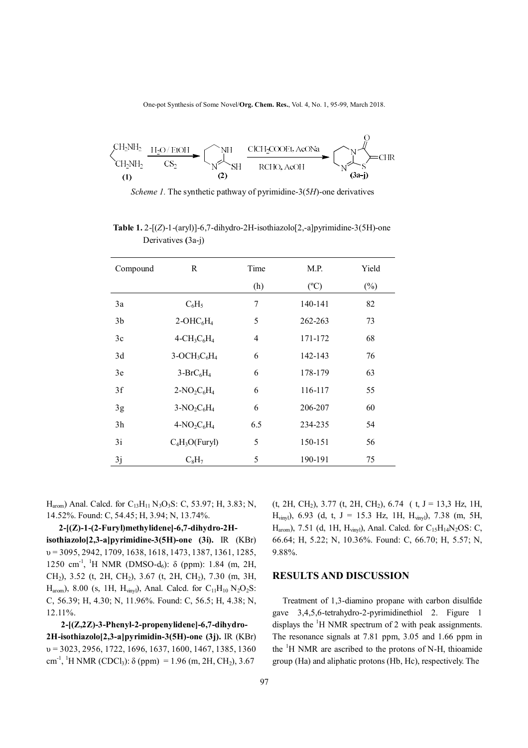*Scheme 1.* The synthetic pathway of pyrimidine-3(5*H*)-one derivatives

**Table 1.** 2-[(*Z*)-1-(aryl)]-6,7-dihydro-2H-isothiazolo[2,-a]pyrimidine-3(5H)-one Derivatives (3a-j)

| Compound | R | Time (h) | M.P. (ºC) | Yield (%) |
|---|---|---|---|---|
| 3a | $C_6H_5$ | 7 | 140-141 | 82 |
| 3b | 2-$OHC_6H_4$ | 5 | 262-263 | 73 |
| 3c | 4-$CH_3C_6H_4$ | 4 | 171-172 | 68 |
| 3d | 3-$OCH_3C_6H_4$ | 6 | 142-143 | 76 |
| 3e | 3-$BrC_6H_4$ | 6 | 178-179 | 63 |
| 3f | 2-$NO_2C_6H_4$ | 6 | 116-117 | 55 |
| 3g | 3-$NO_2C_6H_4$ | 6 | 206-207 | 60 |
| 3h | 4-$NO_2C_6H_4$ | 6.5 | 234-235 | 54 |
| 3i | $C_4H_3O$(Furyl) | 5 | 150-151 | 56 |
| 3j | $C_8H_7$ | 5 | 190-191 | 75 |

$H_{arom}$) Anal. Calcd. for $C_{13}H_{11}N_3O_3S$: C, 53.97; H, 3.83; N, 14.52%. Found: C, 54.45; H, 3.94; N, 13.74%.

**2-[(Z)-1-(2-Furyl)methylidene]-6,7-dihydro-2H-isothiazolo[2,3-a]pyrimidine-3(5H)-one (3i).** IR (KBr) υ = 3095, 2942, 1709, 1638, 1618, 1473, 1387, 1361, 1285, 1250 cm$^{-1}$, $^1$H NMR (DMSO-d$_6$): δ (ppm): 1.84 (m, 2H, $CH_2$), 3.52 (t, 2H, $CH_2$), 3.67 (t, 2H, $CH_2$), 7.30 (m, 3H, $H_{arom}$), 8.00 (s, 1H, $H_{vinyl}$), Anal. Calcd. for $C_{11}H_{10}N_2O_2S$: C, 56.39; H, 4.30; N, 11.96%. Found: C, 56.5; H, 4.38; N, 12.11%.

**2-[(Z,2Z)-3-Phenyl-2-propenylidene]-6,7-dihydro-2H-isothiazolo[2,3-a]pyrimidin-3(5H)-one (3j).** IR (KBr) υ = 3023, 2956, 1722, 1696, 1637, 1600, 1467, 1385, 1360 cm$^{-1}$, $^1$H NMR ($CDCl_3$): δ (ppm) = 1.96 (m, 2H, $CH_2$), 3.67 (t, 2H, $CH_2$), 3.77 (t, 2H, $CH_2$), 6.74 ( t, J = 13,3 Hz, 1H, $H_{vinyl}$), 6.93 (d, t, J = 15.3 Hz, 1H, $H_{vinyl}$), 7.38 (m, 5H, $H_{arom}$), 7.51 (d, 1H, $H_{vinyl}$), Anal. Calcd. for $C_{15}H_{14}N_2OS$: C, 66.64; H, 5.22; N, 10.36%. Found: C, 66.70; H, 5.57; N, 9.88%.

## RESULTS AND DISCUSSION

Treatment of 1,3-diamino propane with carbon disulfide gave 3,4,5,6-tetrahydro-2-pyrimidinethiol 2. Figure 1 displays the $^1$H NMR spectrum of 2 with peak assignments. The resonance signals at 7.81 ppm, 3.05 and 1.66 ppm in the $^1$H NMR are ascribed to the protons of N-H, thioamide group (Ha) and aliphatic protons (Hb, Hc), respectively. The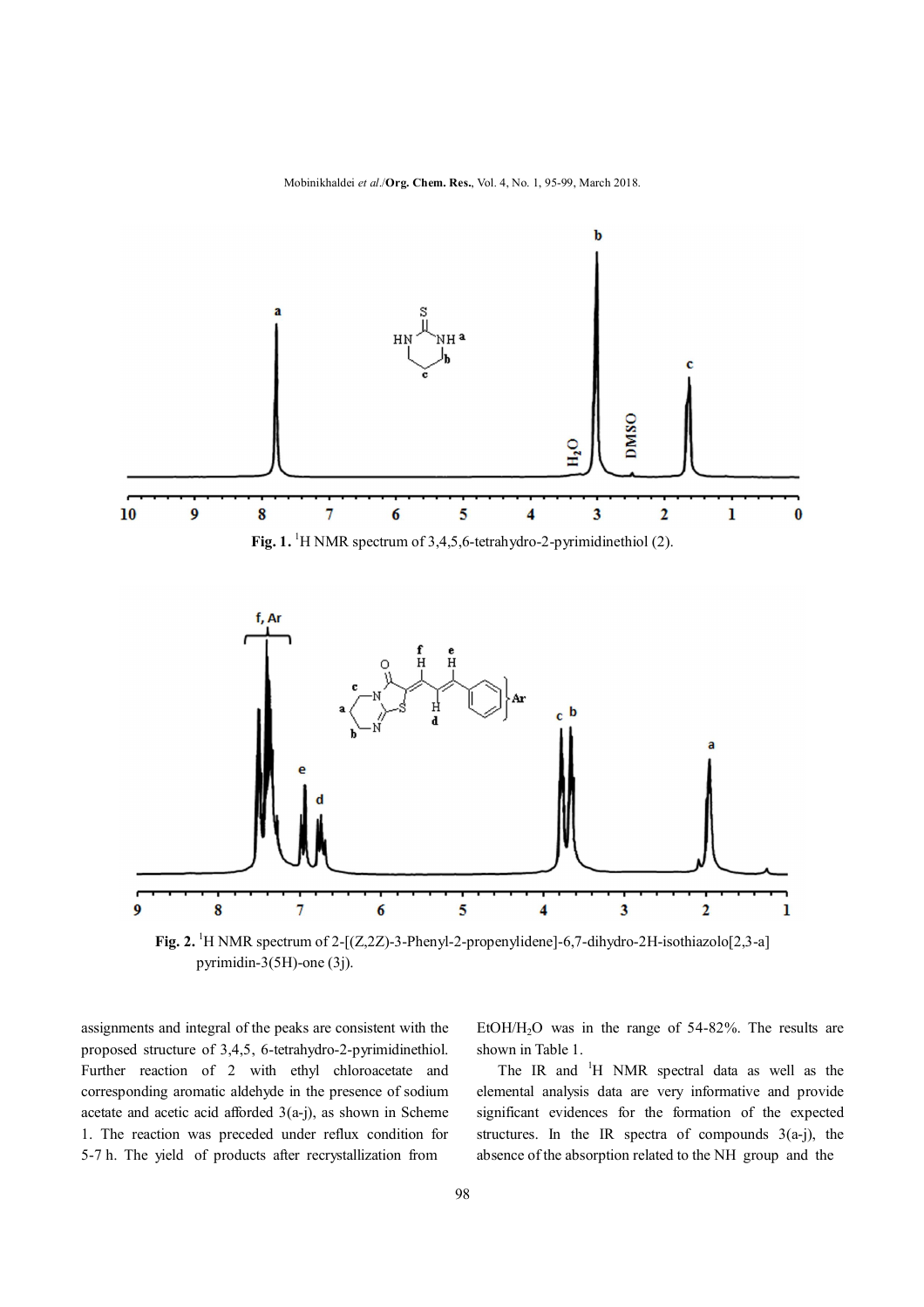Fig. 1. $^{1}H$ NMR spectrum of 3,4,5,6-tetrahydro-2-pyrimidinethiol (2).

Fig. 2. $^{1}H$ NMR spectrum of 2-[(Z,2Z)-3-Phenyl-2-propenylidene]-6,7-dihydro-2H-isothiazolo[2,3-a] pyrimidin-3(5H)-one (3j).

assignments and integral of the peaks are consistent with the proposed structure of 3,4,5, 6-tetrahydro-2-pyrimidinethiol. Further reaction of 2 with ethyl chloroacetate and corresponding aromatic aldehyde in the presence of sodium acetate and acetic acid afforded 3(a-j), as shown in Scheme 1. The reaction was preceded under reflux condition for 5-7 h. The yield of products after recrystallization from $EtOH/H_2O$ was in the range of 54-82%. The results are shown in Table 1.

The IR and $^{1}H$ NMR spectral data as well as the elemental analysis data are very informative and provide significant evidences for the formation of the expected structures. In the IR spectra of compounds 3(a-j), the absence of the absorption related to the NH group and the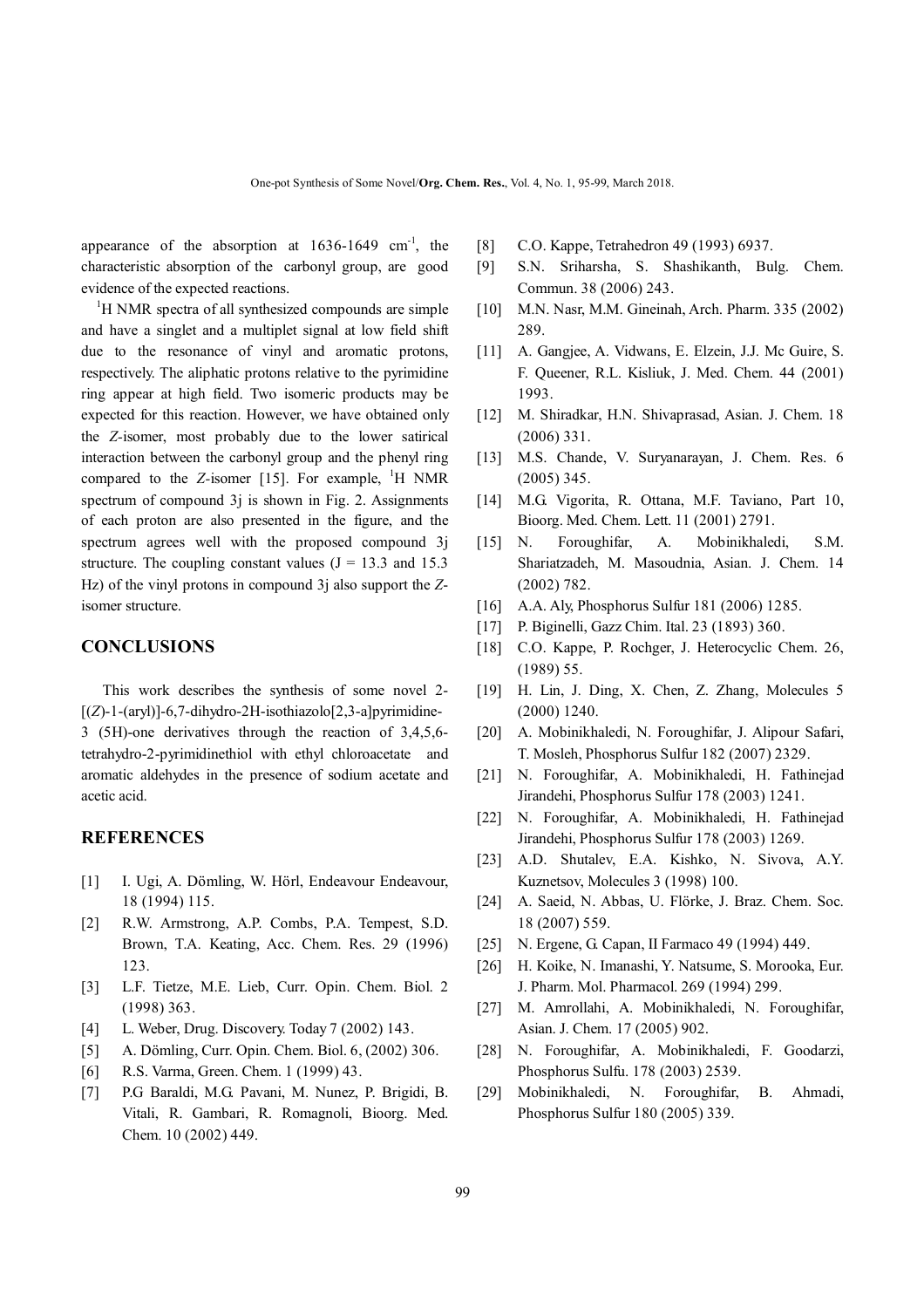appearance of the absorption at 1636-1649 $cm^{-1}$, the characteristic absorption of the carbonyl group, are good evidence of the expected reactions.

$^{1}$H NMR spectra of all synthesized compounds are simple and have a singlet and a multiplet signal at low field shift due to the resonance of vinyl and aromatic protons, respectively. The aliphatic protons relative to the pyrimidine ring appear at high field. Two isomeric products may be expected for this reaction. However, we have obtained only the *Z*-isomer, most probably due to the lower satirical interaction between the carbonyl group and the phenyl ring compared to the *Z*-isomer [15]. For example, $^{1}$H NMR spectrum of compound 3j is shown in Fig. 2. Assignments of each proton are also presented in the figure, and the spectrum agrees well with the proposed compound 3j structure. The coupling constant values (J = 13.3 and 15.3 Hz) of the vinyl protons in compound 3j also support the *Z*-isomer structure.

## CONCLUSIONS

This work describes the synthesis of some novel 2-[(*Z*)-1-(aryl)]-6,7-dihydro-2H-isothiazolo[2,3-a]pyrimidine-3 (5H)-one derivatives through the reaction of 3,4,5,6-tetrahydro-2-pyrimidinethiol with ethyl chloroacetate and aromatic aldehydes in the presence of sodium acetate and acetic acid.

## REFERENCES

[1] I. Ugi, A. Dömling, W. Hörl, Endeavour Endeavour, 18 (1994) 115.

[2] R.W. Armstrong, A.P. Combs, P.A. Tempest, S.D. Brown, T.A. Keating, Acc. Chem. Res. 29 (1996) 123.

[3] L.F. Tietze, M.E. Lieb, Curr. Opin. Chem. Biol. 2 (1998) 363.

[4] L. Weber, Drug. Discovery. Today 7 (2002) 143.

[5] A. Dömling, Curr. Opin. Chem. Biol. 6, (2002) 306.

[6] R.S. Varma, Green. Chem. 1 (1999) 43.

[7] P.G Baraldi, M.G. Pavani, M. Nunez, P. Brigidi, B. Vitali, R. Gambari, R. Romagnoli, Bioorg. Med. Chem. 10 (2002) 449.

[8] C.O. Kappe, Tetrahedron 49 (1993) 6937.

[9] S.N. Sriharsha, S. Shashikanth, Bulg. Chem. Commun. 38 (2006) 243.

[10] M.N. Nasr, M.M. Gineinah, Arch. Pharm. 335 (2002) 289.

[11] A. Gangjee, A. Vidwans, E. Elzein, J.J. Mc Guire, S. F. Queener, R.L. Kisliuk, J. Med. Chem. 44 (2001) 1993.

[12] M. Shiradkar, H.N. Shivaprasad, Asian. J. Chem. 18 (2006) 331.

[13] M.S. Chande, V. Suryanarayan, J. Chem. Res. 6 (2005) 345.

[14] M.G. Vigorita, R. Ottana, M.F. Taviano, Part 10, Bioorg. Med. Chem. Lett. 11 (2001) 2791.

[15] N. Foroughifar, A. Mobinikhaledi, S.M. Shariatzadeh, M. Masoudnia, Asian. J. Chem. 14 (2002) 782.

[16] A.A. Aly, Phosphorus Sulfur 181 (2006) 1285.

[17] P. Biginelli, Gazz Chim. Ital. 23 (1893) 360.

[18] C.O. Kappe, P. Rochger, J. Heterocyclic Chem. 26, (1989) 55.

[19] H. Lin, J. Ding, X. Chen, Z. Zhang, Molecules 5 (2000) 1240.

[20] A. Mobinikhaledi, N. Foroughifar, J. Alipour Safari, T. Mosleh, Phosphorus Sulfur 182 (2007) 2329.

[21] N. Foroughifar, A. Mobinikhaledi, H. Fathinejad Jirandehi, Phosphorus Sulfur 178 (2003) 1241.

[22] N. Foroughifar, A. Mobinikhaledi, H. Fathinejad Jirandehi, Phosphorus Sulfur 178 (2003) 1269.

[23] A.D. Shutalev, E.A. Kishko, N. Sivova, A.Y. Kuznetsov, Molecules 3 (1998) 100.

[24] A. Saeid, N. Abbas, U. Flörke, J. Braz. Chem. Soc. 18 (2007) 559.

[25] N. Ergene, G. Capan, II Farmaco 49 (1994) 449.

[26] H. Koike, N. Imanashi, Y. Natsume, S. Morooka, Eur. J. Pharm. Mol. Pharmacol. 269 (1994) 299.

[27] M. Amrollahi, A. Mobinikhaledi, N. Foroughifar, Asian. J. Chem. 17 (2005) 902.

[28] N. Foroughifar, A. Mobinikhaledi, F. Goodarzi, Phosphorus Sulfu. 178 (2003) 2539.

[29] Mobinikhaledi, N. Foroughifar, B. Ahmadi, Phosphorus Sulfur 180 (2005) 339.